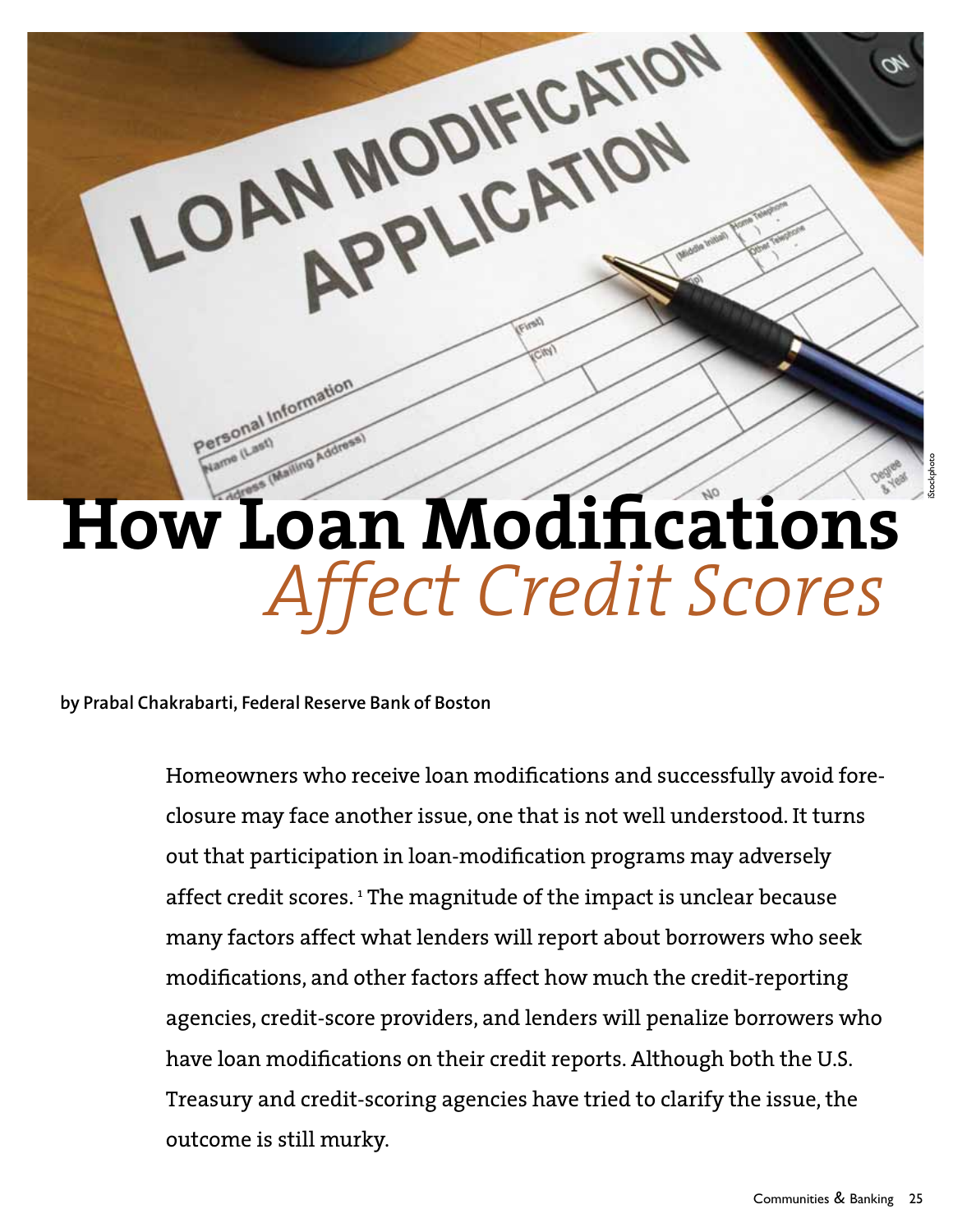# How Loan Modifications *Affect Credit Scores*

**by Prabal Chakrabarti, Federal Reserve Bank of Boston**

Homeowners who receive loan modifications and successfully avoid foreclosure may face another issue, one that is not well understood. It turns out that participation in loan-modification programs may adversely affect credit scores. [1] The magnitude of the impact is unclear because many factors affect what lenders will report about borrowers who seek modifications, and other factors affect how much the credit-reporting agencies, credit-score providers, and lenders will penalize borrowers who have loan modifications on their credit reports. Although both the U.S. Treasury and credit-scoring agencies have tried to clarify the issue, the outcome is still murky.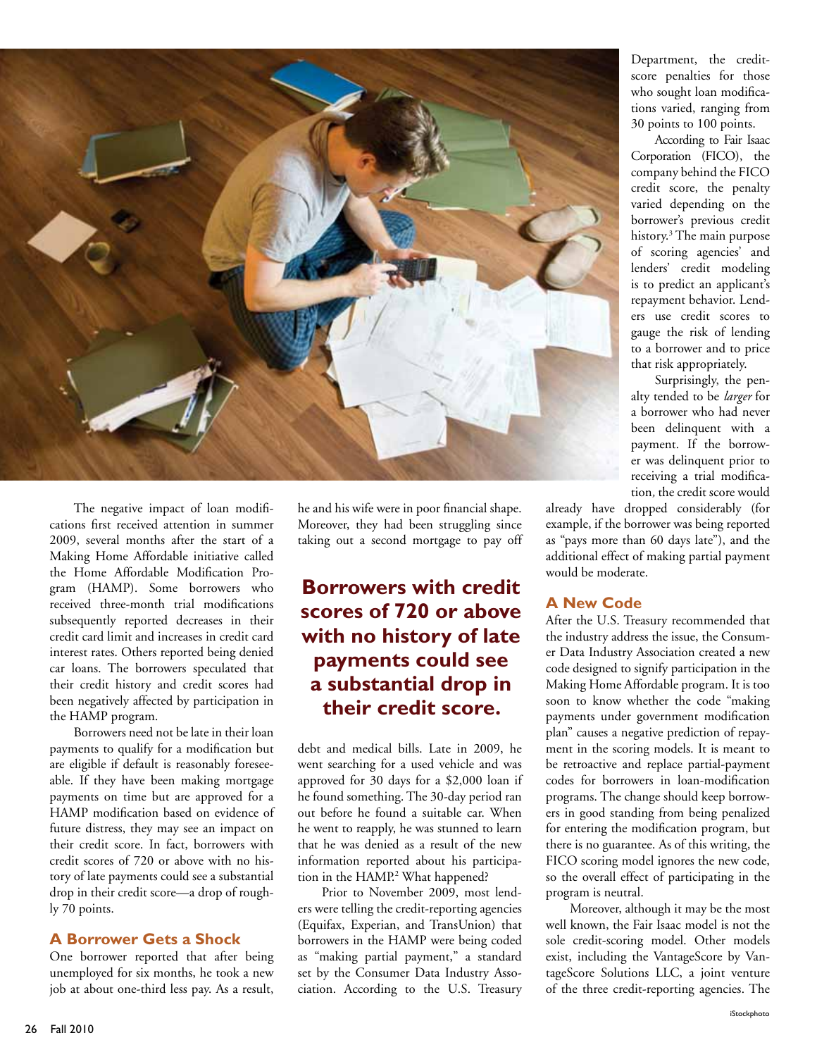Department, the credit-score penalties for those who sought loan modifications varied, ranging from 30 points to 100 points.

According to Fair Isaac Corporation (FICO), the company behind the FICO credit score, the penalty varied depending on the borrower's previous credit history.[3] The main purpose of scoring agencies' and lenders' credit modeling is to predict an applicant's repayment behavior. Lenders use credit scores to gauge the risk of lending to a borrower and to price that risk appropriately.

Surprisingly, the penalty tended to be *larger* for a borrower who had never been delinquent with a payment. If the borrower was delinquent prior to receiving a trial modification, the credit score would already have dropped considerably (for example, if the borrower was being reported as "pays more than 60 days late"), and the additional effect of making partial payment would be moderate.

The negative impact of loan modifications first received attention in summer 2009, several months after the start of a Making Home Affordable initiative called the Home Affordable Modification Program (HAMP). Some borrowers who received three-month trial modifications subsequently reported decreases in their credit card limit and increases in credit card interest rates. Others reported being denied car loans. The borrowers speculated that their credit history and credit scores had been negatively affected by participation in the HAMP program.

Borrowers need not be late in their loan payments to qualify for a modification but are eligible if default is reasonably foreseeable. If they have been making mortgage payments on time but are approved for a HAMP modification based on evidence of future distress, they may see an impact on their credit score. In fact, borrowers with credit scores of 720 or above with no history of late payments could see a substantial drop in their credit score—a drop of roughly 70 points.

## A Borrower Gets a Shock

One borrower reported that after being unemployed for six months, he took a new job at about one-third less pay. As a result, he and his wife were in poor financial shape. Moreover, they had been struggling since taking out a second mortgage to pay off debt and medical bills. Late in 2009, he went searching for a used vehicle and was approved for 30 days for a $2,000 loan if he found something. The 30-day period ran out before he found a suitable car. When he went to reapply, he was stunned to learn that he was denied as a result of the new information reported about his participation in the HAMP.[2] What happened?

**Borrowers with credit scores of 720 or above with no history of late payments could see a substantial drop in their credit score.**

Prior to November 2009, most lenders were telling the credit-reporting agencies (Equifax, Experian, and TransUnion) that borrowers in the HAMP were being coded as "making partial payment," a standard set by the Consumer Data Industry Association. According to the U.S. Treasury Department, the credit-score penalties for those who sought loan modifications varied, ranging from 30 points to 100 points.

## A New Code

After the U.S. Treasury recommended that the industry address the issue, the Consumer Data Industry Association created a new code designed to signify participation in the Making Home Affordable program. It is too soon to know whether the code "making payments under government modification plan" causes a negative prediction of repayment in the scoring models. It is meant to be retroactive and replace partial-payment codes for borrowers in loan-modification programs. The change should keep borrowers in good standing from being penalized for entering the modification program, but there is no guarantee. As of this writing, the FICO scoring model ignores the new code, so the overall effect of participating in the program is neutral.

Moreover, although it may be the most well known, the Fair Isaac model is not the sole credit-scoring model. Other models exist, including the VantageScore by VantageScore Solutions LLC, a joint venture of the three credit-reporting agencies. The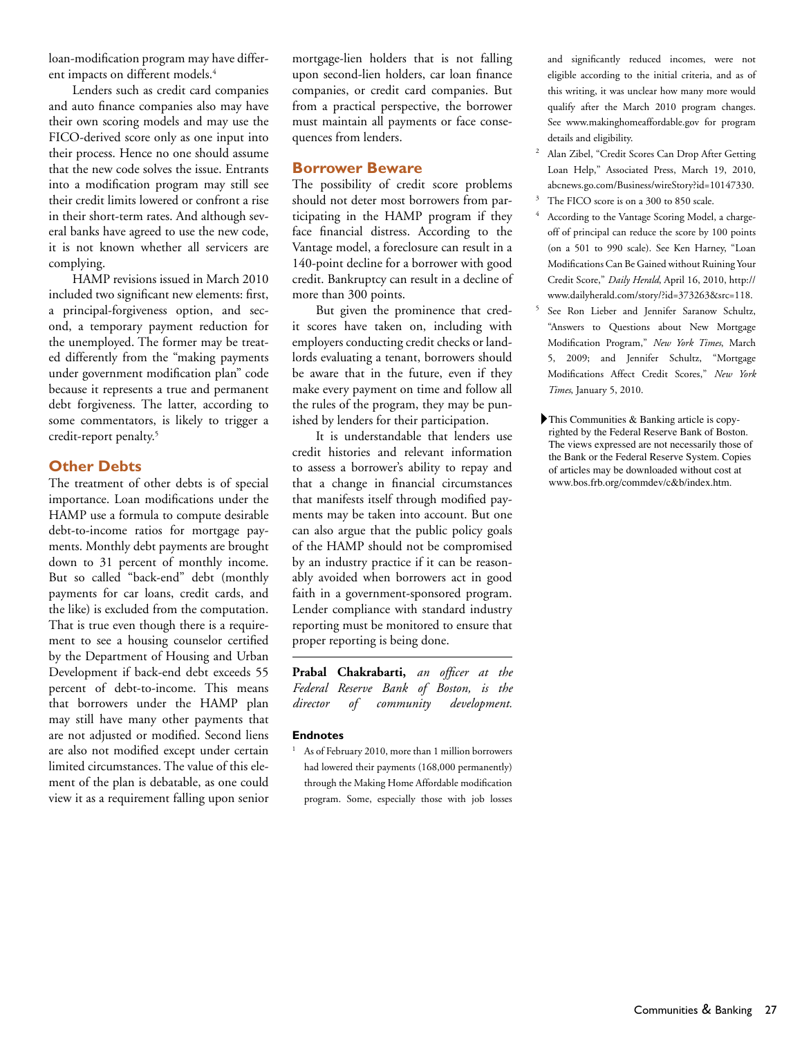loan-modification program may have different impacts on different models.[4]

Lenders such as credit card companies and auto finance companies also may have their own scoring models and may use the FICO-derived score only as one input into their process. Hence no one should assume that the new code solves the issue. Entrants into a modification program may still see their credit limits lowered or confront a rise in their short-term rates. And although several banks have agreed to use the new code, it is not known whether all servicers are complying.

HAMP revisions issued in March 2010 included two significant new elements: first, a principal-forgiveness option, and second, a temporary payment reduction for the unemployed. The former may be treated differently from the "making payments under government modification plan" code because it represents a true and permanent debt forgiveness. The latter, according to some commentators, is likely to trigger a credit-report penalty.[5]

## Other Debts

The treatment of other debts is of special importance. Loan modifications under the HAMP use a formula to compute desirable debt-to-income ratios for mortgage payments. Monthly debt payments are brought down to 31 percent of monthly income. But so called "back-end" debt (monthly payments for car loans, credit cards, and the like) is excluded from the computation. That is true even though there is a requirement to see a housing counselor certified by the Department of Housing and Urban Development if back-end debt exceeds 55 percent of debt-to-income. This means that borrowers under the HAMP plan may still have many other payments that are not adjusted or modified. Second liens are also not modified except under certain limited circumstances. The value of this element of the plan is debatable, as one could view it as a requirement falling upon senior mortgage-lien holders that is not falling upon second-lien holders, car loan finance companies, or credit card companies. But from a practical perspective, the borrower must maintain all payments or face consequences from lenders.

## Borrower Beware

The possibility of credit score problems should not deter most borrowers from participating in the HAMP program if they face financial distress. According to the Vantage model, a foreclosure can result in a 140-point decline for a borrower with good credit. Bankruptcy can result in a decline of more than 300 points.

But given the prominence that credit scores have taken on, including with employers conducting credit checks or landlords evaluating a tenant, borrowers should be aware that in the future, even if they make every payment on time and follow all the rules of the program, they may be punished by lenders for their participation.

It is understandable that lenders use credit histories and relevant information to assess a borrower's ability to repay and that a change in financial circumstances that manifests itself through modified payments may be taken into account. But one can also argue that the public policy goals of the HAMP should not be compromised by an industry practice if it can be reasonably avoided when borrowers act in good faith in a government-sponsored program. Lender compliance with standard industry reporting must be monitored to ensure that proper reporting is being done.

---

**Prabal Chakrabarti,** *an officer at the Federal Reserve Bank of Boston, is the director of community development.*

### Endnotes

1. As of February 2010, more than 1 million borrowers had lowered their payments (168,000 permanently) through the Making Home Affordable modification program. Some, especially those with job losses and significantly reduced incomes, were not eligible according to the initial criteria, and as of this writing, it was unclear how many more would qualify after the March 2010 program changes. See www.makinghomeaffordable.gov for program details and eligibility.
2. Alan Zibel, "Credit Scores Can Drop After Getting Loan Help," Associated Press, March 19, 2010, abcnews.go.com/Business/wireStory?id=10147330.
3. The FICO score is on a 300 to 850 scale.
4. According to the Vantage Scoring Model, a charge-off of principal can reduce the score by 100 points (on a 501 to 990 scale). See Ken Harney, "Loan Modifications Can Be Gained without Ruining Your Credit Score," *Daily Herald*, April 16, 2010, http://www.dailyherald.com/story/?id=373263&src=118.
5. See Ron Lieber and Jennifer Saranow Schultz, "Answers to Questions about New Mortgage Modification Program," *New York Times*, March 5, 2009; and Jennifer Schultz, "Mortgage Modifications Affect Credit Scores," *New York Times*, January 5, 2010.

This Communities & Banking article is copyrighted by the Federal Reserve Bank of Boston. The views expressed are not necessarily those of the Bank or the Federal Reserve System. Copies of articles may be downloaded without cost at www.bos.frb.org/commdev/c&b/index.htm.